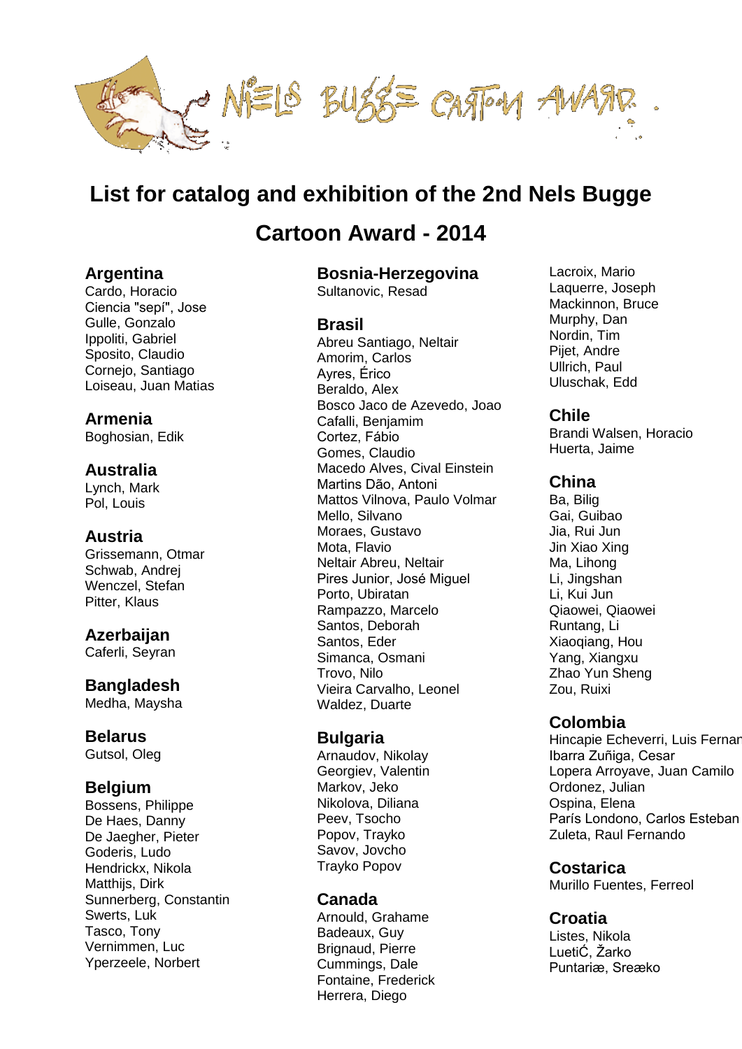# List for catalog and exhibition of the 2nd Nels Bugge Cartoon Award - 2014

## Argentina
Cardo, Horacio
Ciencia "sepí", Jose
Gulle, Gonzalo
Ippoliti, Gabriel
Sposito, Claudio
Cornejo, Santiago
Loiseau, Juan Matias

## Armenia
Boghosian, Edik

## Australia
Lynch, Mark
Pol, Louis

## Austria
Grissemann, Otmar
Schwab, Andrej
Wenczel, Stefan
Pitter, Klaus

## Azerbaijan
Caferli, Seyran

## Bangladesh
Medha, Maysha

## Belarus
Gutsol, Oleg

## Belgium
Bossens, Philippe
De Haes, Danny
De Jaegher, Pieter
Goderis, Ludo
Hendrickx, Nikola
Matthijs, Dirk
Sunnerberg, Constantin
Swerts, Luk
Tasco, Tony
Vernimmen, Luc
Yperzeele, Norbert

## Bosnia-Herzegovina
Sultanovic, Resad

## Brasil
Abreu Santiago, Neltair
Amorim, Carlos
Ayres, Érico
Beraldo, Alex
Bosco Jaco de Azevedo, Joao
Cafalli, Benjamim
Cortez, Fábio
Gomes, Claudio
Macedo Alves, Cival Einstein
Martins Dão, Antoni
Mattos Vilnova, Paulo Volmar
Mello, Silvano
Moraes, Gustavo
Mota, Flavio
Neltair Abreu, Neltair
Pires Junior, José Miguel
Porto, Ubiratan
Rampazzo, Marcelo
Santos, Deborah
Santos, Eder
Simanca, Osmani
Trovo, Nilo
Vieira Carvalho, Leonel
Waldez, Duarte

## Bulgaria
Arnaudov, Nikolay
Georgiev, Valentin
Markov, Jeko
Nikolova, Diliana
Peev, Tsocho
Popov, Trayko
Savov, Jovcho
Trayko Popov

## Canada
Arnould, Grahame
Badeaux, Guy
Brignaud, Pierre
Cummings, Dale
Fontaine, Frederick
Herrera, Diego
Lacroix, Mario
Laquerre, Joseph
Mackinnon, Bruce
Murphy, Dan
Nordin, Tim
Pijet, Andre
Ullrich, Paul
Uluschak, Edd

## Chile
Brandi Walsen, Horacio
Huerta, Jaime

## China
Ba, Bilig
Gai, Guibao
Jia, Rui Jun
Jin Xiao Xing
Ma, Lihong
Li, Jingshan
Li, Kui Jun
Qiaowei, Qiaowei
Runtang, Li
Xiaoqiang, Hou
Yang, Xiangxu
Zhao Yun Sheng
Zou, Ruixi

## Colombia
Hincapie Echeverri, Luis Fernan
Ibarra Zuñiga, Cesar
Lopera Arroyave, Juan Camilo
Ordonez, Julian
Ospina, Elena
París Londono, Carlos Esteban
Zuleta, Raul Fernando

## Costarica
Murillo Fuentes, Ferreol

## Croatia
Listes, Nikola
LuetiĆ, Žarko
Puntariæ, Sreæko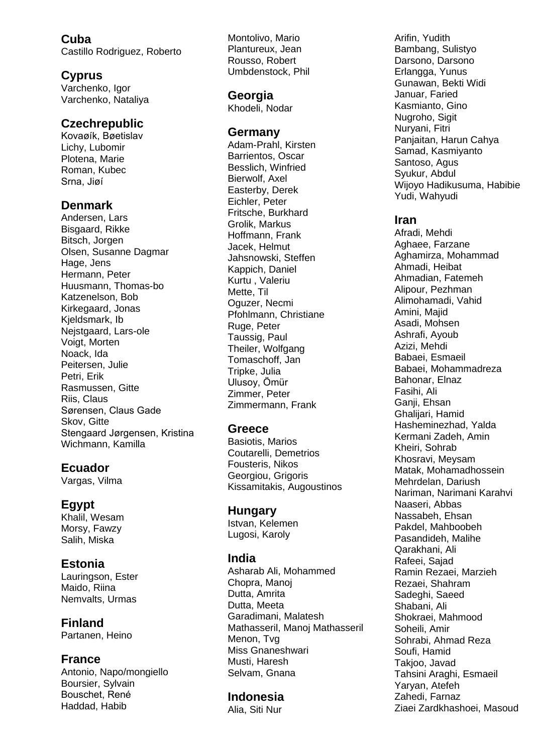## Cuba

Castillo Rodriguez, Roberto

## Cyprus

Varchenko, Igor
Varchenko, Nataliya

## Czechrepublic

Kovaøík, Bøetislav
Lichy, Lubomir
Plotena, Marie
Roman, Kubec
Srna, Jiøí

## Denmark

Andersen, Lars
Bisgaard, Rikke
Bitsch, Jorgen
Olsen, Susanne Dagmar
Hage, Jens
Hermann, Peter
Huusmann, Thomas-bo
Katzenelson, Bob
Kirkegaard, Jonas
Kjeldsmark, Ib
Nejstgaard, Lars-ole
Voigt, Morten
Noack, Ida
Peitersen, Julie
Petri, Erik
Rasmussen, Gitte
Riis, Claus
Sørensen, Claus Gade
Skov, Gitte
Stengaard Jørgensen, Kristina
Wichmann, Kamilla

## Ecuador

Vargas, Vilma

## Egypt

Khalil, Wesam
Morsy, Fawzy
Salih, Miska

## Estonia

Lauringson, Ester
Maido, Riina
Nemvalts, Urmas

## Finland

Partanen, Heino

## France

Antonio, Napo/mongiello
Boursier, Sylvain
Bouschet, René
Haddad, Habib
Montolivo, Mario
Plantureux, Jean
Rousso, Robert
Umbdenstock, Phil

## Georgia

Khodeli, Nodar

## Germany

Adam-Prahl, Kirsten
Barrientos, Oscar
Besslich, Winfried
Bierwolf, Axel
Easterby, Derek
Eichler, Peter
Fritsche, Burkhard
Grolik, Markus
Hoffmann, Frank
Jacek, Helmut
Jahsnowski, Steffen
Kappich, Daniel
Kurtu , Valeriu
Mette, Til
Oguzer, Necmi
Pfohlmann, Christiane
Ruge, Peter
Taussig, Paul
Theiler, Wolfgang
Tomaschoff, Jan
Tripke, Julia
Ulusoy, Ömür
Zimmer, Peter
Zimmermann, Frank

## Greece

Basiotis, Marios
Coutarelli, Demetrios
Fousteris, Nikos
Georgiou, Grigoris
Kissamitakis, Augoustinos

## Hungary

Istvan, Kelemen
Lugosi, Karoly

## India

Asharab Ali, Mohammed
Chopra, Manoj
Dutta, Amrita
Dutta, Meeta
Garadimani, Malatesh
Mathasseril, Manoj Mathasseril
Menon, Tvg
Miss Gnaneshwari
Musti, Haresh
Selvam, Gnana

## Indonesia

Alia, Siti Nur
Arifin, Yudith
Bambang, Sulistyo
Darsono, Darsono
Erlangga, Yunus
Gunawan, Bekti Widi
Januar, Faried
Kasmianto, Gino
Nugroho, Sigit
Nuryani, Fitri
Panjaitan, Harun Cahya
Samad, Kasmiyanto
Santoso, Agus
Syukur, Abdul
Wijoyo Hadikusuma, Habibie
Yudi, Wahyudi

## Iran

Afradi, Mehdi
Aghaee, Farzane
Aghamirza, Mohammad
Ahmadi, Heibat
Ahmadian, Fatemeh
Alipour, Pezhman
Alimohamadi, Vahid
Amini, Majid
Asadi, Mohsen
Ashrafi, Ayoub
Azizi, Mehdi
Babaei, Esmaeil
Babaei, Mohammadreza
Bahonar, Elnaz
Fasihi, Ali
Ganji, Ehsan
Ghalijari, Hamid
Hasheminezhad, Yalda
Kermani Zadeh, Amin
Kheiri, Sohrab
Khosravi, Meysam
Matak, Mohamadhossein
Mehrdelan, Dariush
Nariman, Narimani Karahvi
Naaseri, Abbas
Nassabeh, Ehsan
Pakdel, Mahboobeh
Pasandideh, Malihe
Qarakhani, Ali
Rafeei, Sajad
Ramin Rezaei, Marzieh
Rezaei, Shahram
Sadeghi, Saeed
Shabani, Ali
Shokraei, Mahmood
Soheili, Amir
Sohrabi, Ahmad Reza
Soufi, Hamid
Takjoo, Javad
Tahsini Araghi, Esmaeil
Yaryan, Atefeh
Zahedi, Farnaz
Ziaei Zardkhashoei, Masoud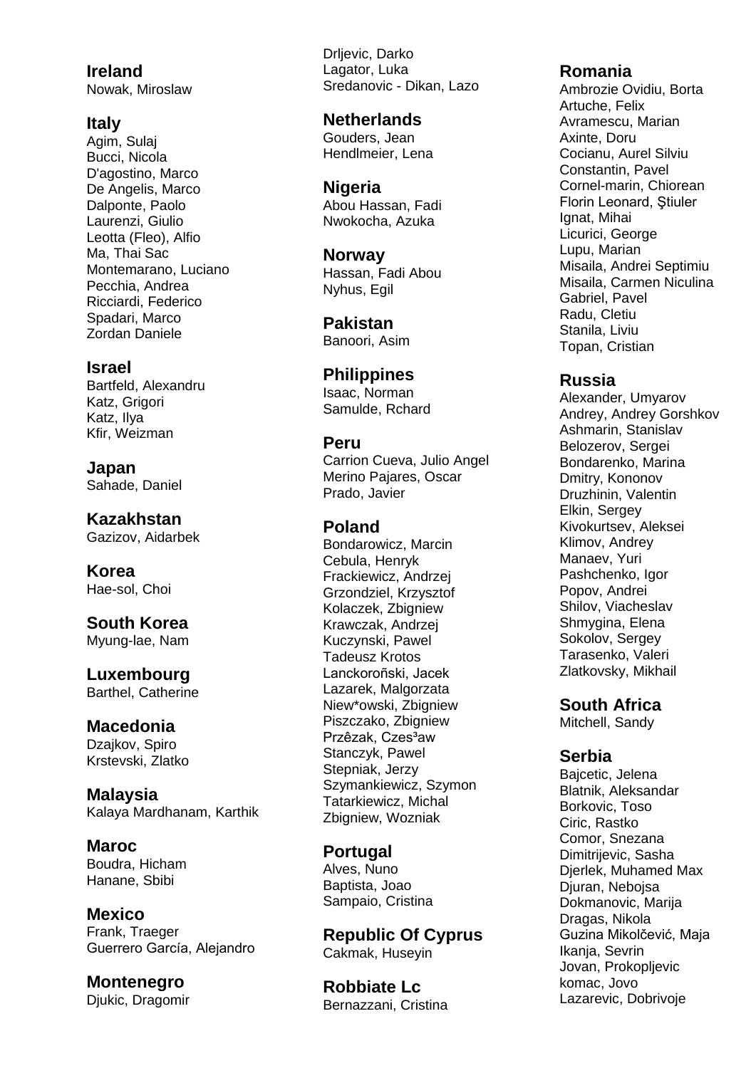**Ireland**
Nowak, Miroslaw

**Italy**
Agim, Sulaj
Bucci, Nicola
D'agostino, Marco
De Angelis, Marco
Dalponte, Paolo
Laurenzi, Giulio
Leotta (Fleo), Alfio
Ma, Thai Sac
Montemarano, Luciano
Pecchia, Andrea
Ricciardi, Federico
Spadari, Marco
Zordan Daniele

**Israel**
Bartfeld, Alexandru
Katz, Grigori
Katz, Ilya
Kfir, Weizman

**Japan**
Sahade, Daniel

**Kazakhstan**
Gazizov, Aidarbek

**Korea**
Hae-sol, Choi

**South Korea**
Myung-lae, Nam

**Luxembourg**
Barthel, Catherine

**Macedonia**
Dzajkov, Spiro
Krstevski, Zlatko

**Malaysia**
Kalaya Mardhanam, Karthik

**Maroc**
Boudra, Hicham
Hanane, Sbibi

**Mexico**
Frank, Traeger
Guerrero García, Alejandro

**Montenegro**
Djukic, Dragomir
Drljevic, Darko
Lagator, Luka
Sredanovic - Dikan, Lazo

**Netherlands**
Gouders, Jean
Hendlmeier, Lena

**Nigeria**
Abou Hassan, Fadi
Nwokocha, Azuka

**Norway**
Hassan, Fadi Abou
Nyhus, Egil

**Pakistan**
Banoori, Asim

**Philippines**
Isaac, Norman
Samulde, Rchard

**Peru**
Carrion Cueva, Julio Angel
Merino Pajares, Oscar
Prado, Javier

**Poland**
Bondarowicz, Marcin
Cebula, Henryk
Frackiewicz, Andrzej
Grzondziel, Krzysztof
Kolaczek, Zbigniew
Krawczak, Andrzej
Kuczynski, Pawel
Tadeusz Krotos
Lanckoroñski, Jacek
Lazarek, Malgorzata
Niew*owski, Zbigniew
Piszczako, Zbigniew
Przêzak, Czes³aw
Stanczyk, Pawel
Stepniak, Jerzy
Szymankiewicz, Szymon
Tatarkiewicz, Michal
Zbigniew, Wozniak

**Portugal**
Alves, Nuno
Baptista, Joao
Sampaio, Cristina

**Republic Of Cyprus**
Cakmak, Huseyin

**Robbiate Lc**
Bernazzani, Cristina

**Romania**
Ambrozie Ovidiu, Borta
Artuche, Felix
Avramescu, Marian
Axinte, Doru
Cocianu, Aurel Silviu
Constantin, Pavel
Cornel-marin, Chiorean
Florin Leonard, Ştiuler
Ignat, Mihai
Licurici, George
Lupu, Marian
Misaila, Andrei Septimiu
Misaila, Carmen Niculina
Gabriel, Pavel
Radu, Cletiu
Stanila, Liviu
Topan, Cristian

**Russia**
Alexander, Umyarov
Andrey, Andrey Gorshkov
Ashmarin, Stanislav
Belozerov, Sergei
Bondarenko, Marina
Dmitry, Kononov
Druzhinin, Valentin
Elkin, Sergey
Kivokurtsev, Aleksei
Klimov, Andrey
Manaev, Yuri
Pashchenko, Igor
Popov, Andrei
Shilov, Viacheslav
Shmygina, Elena
Sokolov, Sergey
Tarasenko, Valeri
Zlatkovsky, Mikhail

**South Africa**
Mitchell, Sandy

**Serbia**
Bajcetic, Jelena
Blatnik, Aleksandar
Borkovic, Toso
Ciric, Rastko
Comor, Snezana
Dimitrijevic, Sasha
Djerlek, Muhamed Max
Djuran, Nebojsa
Dokmanovic, Marija
Dragas, Nikola
Guzina Mikolčević, Maja
Ikanja, Sevrin
Jovan, Prokopljevic
komac, Jovo
Lazarevic, Dobrivoje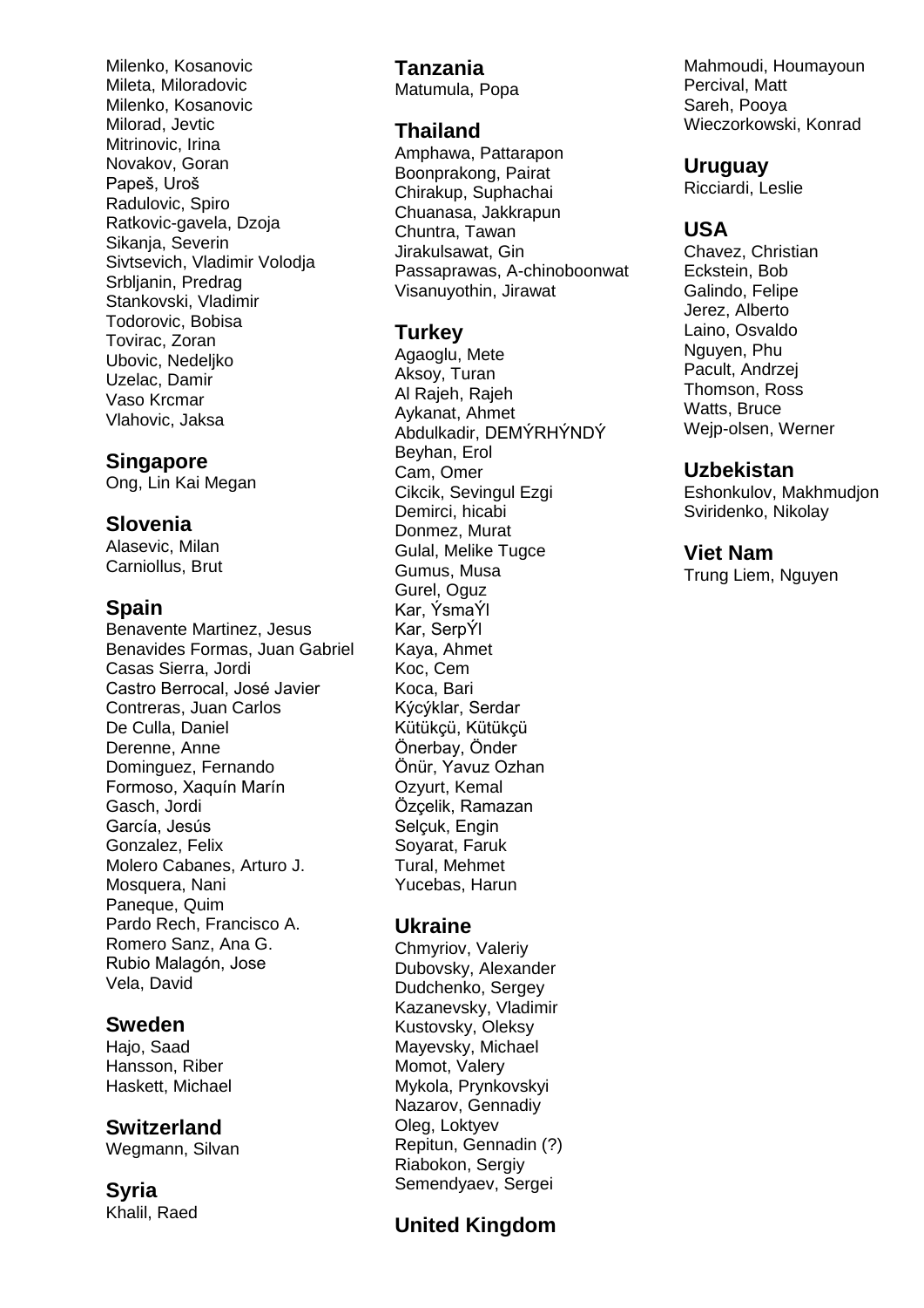Milenko, Kosanovic
Mileta, Miloradovic
Milenko, Kosanovic
Milorad, Jevtic
Mitrinovic, Irina
Novakov, Goran
Papeš, Uroš
Radulovic, Spiro
Ratkovic-gavela, Dzoja
Sikanja, Severin
Sivtsevich, Vladimir Volodja
Srbljanin, Predrag
Stankovski, Vladimir
Todorovic, Bobisa
Tovirac, Zoran
Ubovic, Nedeljko
Uzelac, Damir
Vaso Krcmar
Vlahovic, Jaksa

## Singapore

Ong, Lin Kai Megan

## Slovenia

Alasevic, Milan
Carniollus, Brut

## Spain

Benavente Martinez, Jesus
Benavides Formas, Juan Gabriel
Casas Sierra, Jordi
Castro Berrocal, José Javier
Contreras, Juan Carlos
De Culla, Daniel
Derenne, Anne
Dominguez, Fernando
Formoso, Xaquín Marín
Gasch, Jordi
García, Jesús
Gonzalez, Felix
Molero Cabanes, Arturo J.
Mosquera, Nani
Paneque, Quim
Pardo Rech, Francisco A.
Romero Sanz, Ana G.
Rubio Malagón, Jose
Vela, David

## Sweden

Hajo, Saad
Hansson, Riber
Haskett, Michael

## Switzerland

Wegmann, Silvan

## Syria

Khalil, Raed

## Tanzania

Matumula, Popa

## Thailand

Amphawa, Pattarapon
Boonprakong, Pairat
Chirakup, Suphachai
Chuanasa, Jakkrapun
Chuntra, Tawan
Jirakulsawat, Gin
Passaprawas, A-chinoboonwat
Visanuyothin, Jirawat

## Turkey

Agaoglu, Mete
Aksoy, Turan
Al Rajeh, Rajeh
Aykanat, Ahmet
Abdulkadir, DEMÝRHÝNDÝ
Beyhan, Erol
Cam, Omer
Cikcik, Sevingul Ezgi
Demirci, hicabi
Donmez, Murat
Gulal, Melike Tugce
Gumus, Musa
Gurel, Oguz
Kar, ÝsmaÝl
Kar, SerpÝl
Kaya, Ahmet
Koc, Cem
Koca, Bari
Kýcýklar, Serdar
Kütükçü, Kütükçü
Önerbay, Önder
Önür, Yavuz Ozhan
Ozyurt, Kemal
Özçelik, Ramazan
Selçuk, Engin
Soyarat, Faruk
Tural, Mehmet
Yucebas, Harun

## Ukraine

Chmyriov, Valeriy
Dubovsky, Alexander
Dudchenko, Sergey
Kazanevsky, Vladimir
Kustovsky, Oleksy
Mayevsky, Michael
Momot, Valery
Mykola, Prynkovskyi
Nazarov, Gennadiy
Oleg, Loktyev
Repitun, Gennadin (?)
Riabokon, Sergiy
Semendyaev, Sergei

## United Kingdom

Mahmoudi, Houmayoun
Percival, Matt
Sareh, Pooya
Wieczorkowski, Konrad

## Uruguay

Ricciardi, Leslie

## USA

Chavez, Christian
Eckstein, Bob
Galindo, Felipe
Jerez, Alberto
Laino, Osvaldo
Nguyen, Phu
Pacult, Andrzej
Thomson, Ross
Watts, Bruce
Wejp-olsen, Werner

## Uzbekistan

Eshonkulov, Makhmudjon
Sviridenko, Nikolay

## Viet Nam

Trung Liem, Nguyen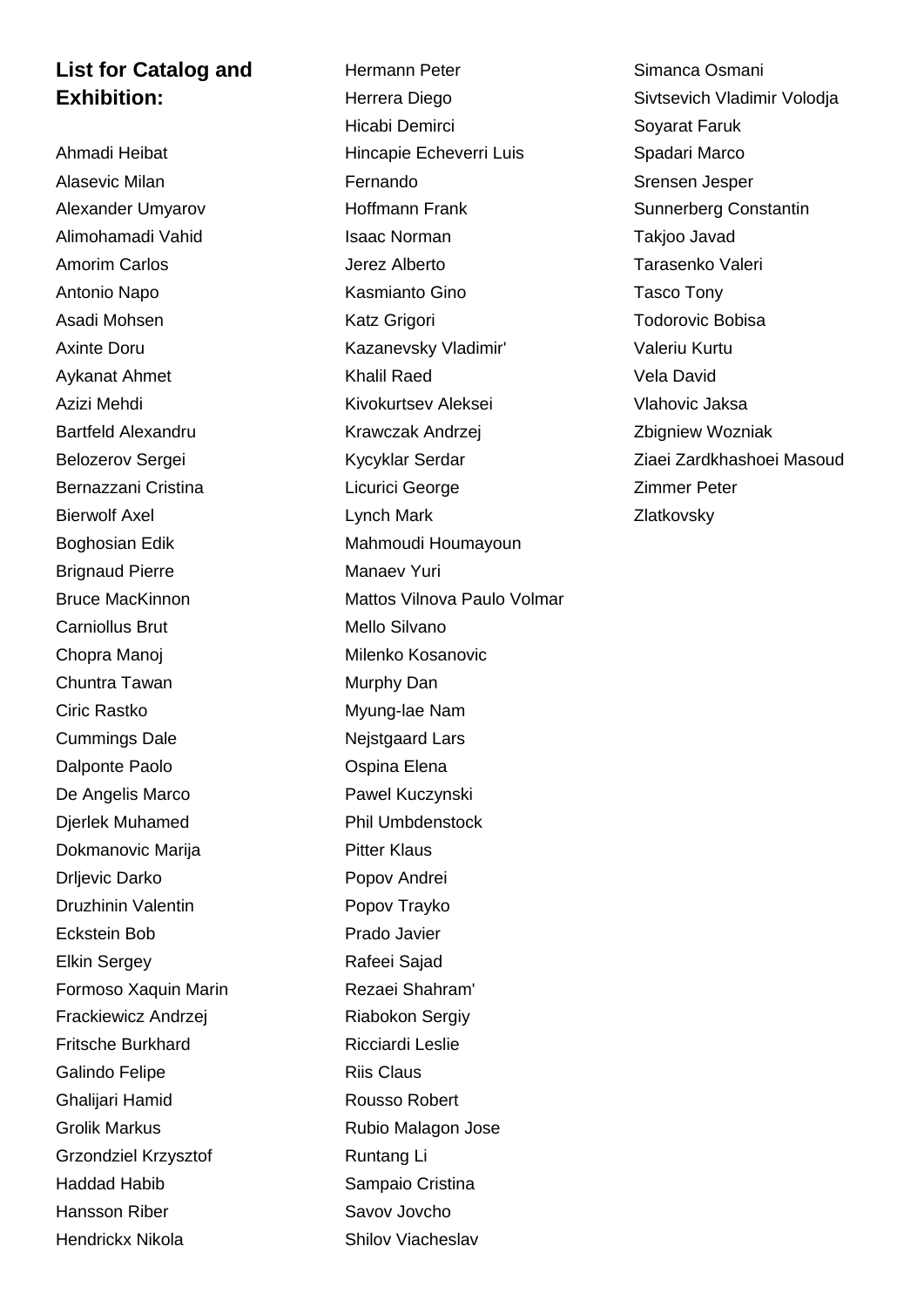## List for Catalog and Exhibition:

Ahmadi Heibat
Alasevic Milan
Alexander Umyarov
Alimohamadi Vahid
Amorim Carlos
Antonio Napo
Asadi Mohsen
Axinte Doru
Aykanat Ahmet
Azizi Mehdi
Bartfeld Alexandru
Belozerov Sergei
Bernazzani Cristina
Bierwolf Axel
Boghosian Edik
Brignaud Pierre
Bruce MacKinnon
Carniollus Brut
Chopra Manoj
Chuntra Tawan
Ciric Rastko
Cummings Dale
Dalponte Paolo
De Angelis Marco
Djerlek Muhamed
Dokmanovic Marija
Drljevic Darko
Druzhinin Valentin
Eckstein Bob
Elkin Sergey
Formoso Xaquin Marin
Frackiewicz Andrzej
Fritsche Burkhard
Galindo Felipe
Ghalijari Hamid
Grolik Markus
Grzondziel Krzysztof
Haddad Habib
Hansson Riber
Hendrickx Nikola
Hermann Peter
Herrera Diego
Hicabi Demirci
Hincapie Echeverri Luis
Fernando
Hoffmann Frank
Isaac Norman
Jerez Alberto
Kasmianto Gino
Katz Grigori
Kazanevsky Vladimir'
Khalil Raed
Kivokurtsev Aleksei
Krawczak Andrzej
Kycyklar Serdar
Licurici George
Lynch Mark
Mahmoudi Houmayoun
Manaev Yuri
Mattos Vilnova Paulo Volmar
Mello Silvano
Milenko Kosanovic
Murphy Dan
Myung-lae Nam
Nejstgaard Lars
Ospina Elena
Pawel Kuczynski
Phil Umbdenstock
Pitter Klaus
Popov Andrei
Popov Trayko
Prado Javier
Rafeei Sajad
Rezaei Shahram'
Riabokon Sergiy
Ricciardi Leslie
Riis Claus
Rousso Robert
Rubio Malagon Jose
Runtang Li
Sampaio Cristina
Savov Jovcho
Shilov Viacheslav
Simanca Osmani
Sivtsevich Vladimir Volodja
Soyarat Faruk
Spadari Marco
Srensen Jesper
Sunnerberg Constantin
Takjoo Javad
Tarasenko Valeri
Tasco Tony
Todorovic Bobisa
Valeriu Kurtu
Vela David
Vlahovic Jaksa
Zbigniew Wozniak
Ziaei Zardkhashoei Masoud
Zimmer Peter
Zlatkovsky